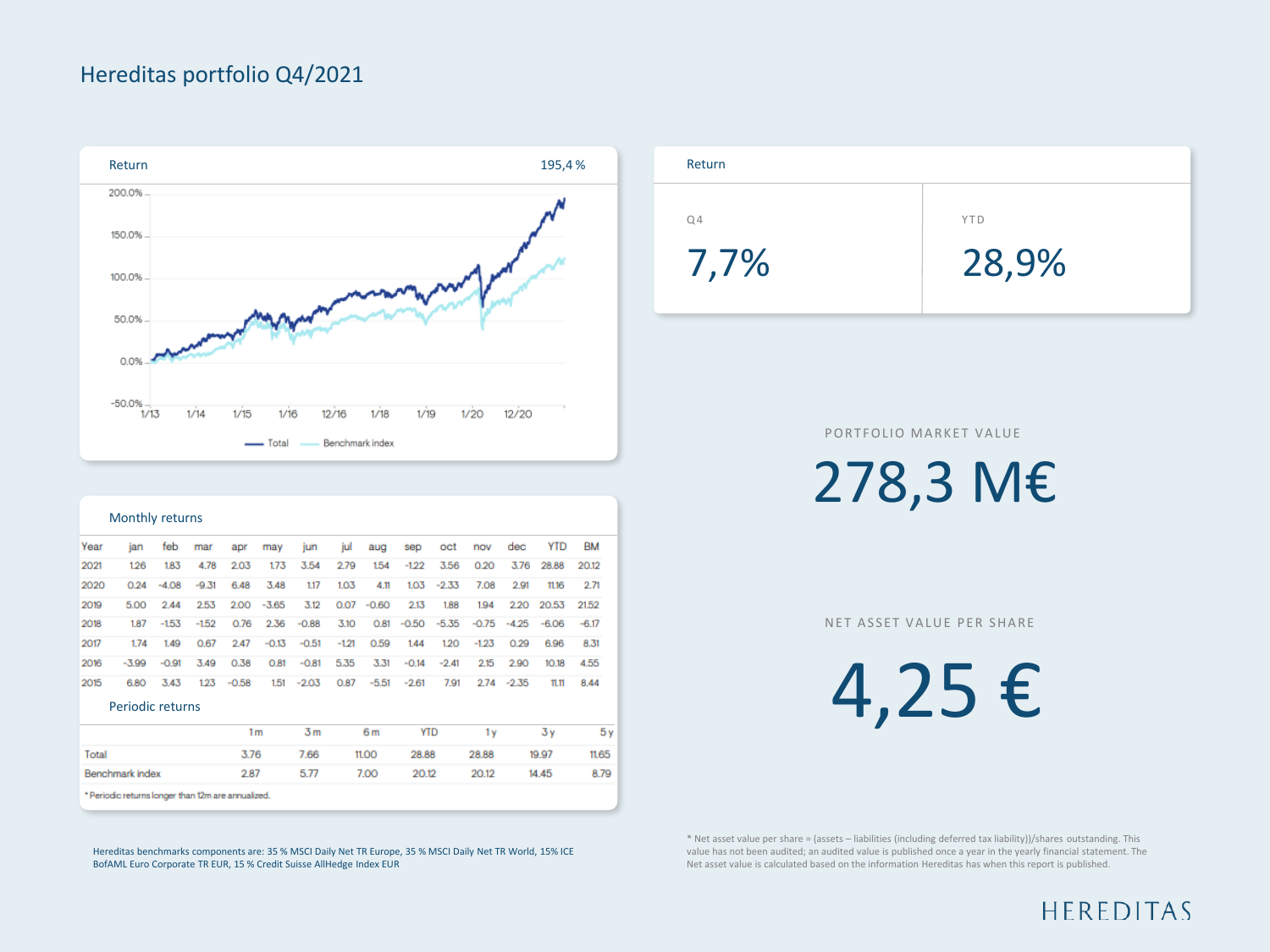# Hereditas portfolio Q4/2021

## Return

195,4 %

200.0%
150.0%
100.0%
50.0%
0.0%
-50.0%

1/13 1/14 1/15 1/16 12/16 1/18 1/19 1/20 12/20

Total — Benchmark index

## Return

| Q4 | YTD |
|---|---|
| 7,7% | 28,9% |

## Monthly returns

| Year | jan | feb | mar | apr | may | jun | jul | aug | sep | oct | nov | dec | YTD | BM |
|---|---|---|---|---|---|---|---|---|---|---|---|---|---|---|
| 2021 | 1.26 | 1.83 | 4.78 | 2.03 | 1.73 | 3.54 | 2.79 | 1.54 | -1.22 | 3.56 | 0.20 | 3.76 | 28.88 | 20.12 |
| 2020 | 0.24 | -4.08 | -9.31 | 6.48 | 3.48 | 1.17 | 1.03 | 4.11 | 1.03 | -2.33 | 7.08 | 2.91 | 11.16 | 2.71 |
| 2019 | 5.00 | 2.44 | 2.53 | 2.00 | -3.65 | 3.12 | 0.07 | -0.60 | 2.13 | 1.88 | 1.94 | 2.20 | 20.53 | 21.52 |
| 2018 | 1.87 | -1.53 | -1.52 | 0.76 | 2.36 | -0.88 | 3.10 | 0.81 | -0.50 | -5.35 | -0.75 | -4.25 | -6.06 | -6.17 |
| 2017 | 1.74 | 1.49 | 0.67 | 2.47 | -0.13 | -0.51 | -1.21 | 0.59 | 1.44 | 1.20 | -1.23 | 0.29 | 6.96 | 8.31 |
| 2016 | -3.99 | -0.91 | 3.49 | 0.38 | 0.81 | -0.81 | 5.35 | 3.31 | -0.14 | -2.41 | 2.15 | 2.90 | 10.18 | 4.55 |
| 2015 | 6.80 | 3.43 | 1.23 | -0.58 | 1.51 | -2.03 | 0.87 | -5.51 | -2.61 | 7.91 | 2.74 | -2.35 | 11.11 | 8.44 |

## Periodic returns

| | 1 m | 3 m | 6 m | YTD | 1 y | 3 y | 5 y |
|---|---|---|---|---|---|---|---|
| Total | 3.76 | 7.66 | 11.00 | 28.88 | 28.88 | 19.97 | 11.65 |
| Benchmark index | 2.87 | 5.77 | 7.00 | 20.12 | 20.12 | 14.45 | 8.79 |

* Periodic returns longer than 12m are annualized.

Hereditas benchmarks components are: 35 % MSCI Daily Net TR Europe, 35 % MSCI Daily Net TR World, 15% ICE BofAML Euro Corporate TR EUR, 15 % Credit Suisse AllHedge Index EUR

PORTFOLIO MARKET VALUE

# 278,3 M€

NET ASSET VALUE PER SHARE

# 4,25 €

* Net asset value per share = (assets – liabilities (including deferred tax liability))/shares outstanding. This value has not been audited; an audited value is published once a year in the yearly financial statement. The Net asset value is calculated based on the information Hereditas has when this report is published.

HEREDITAS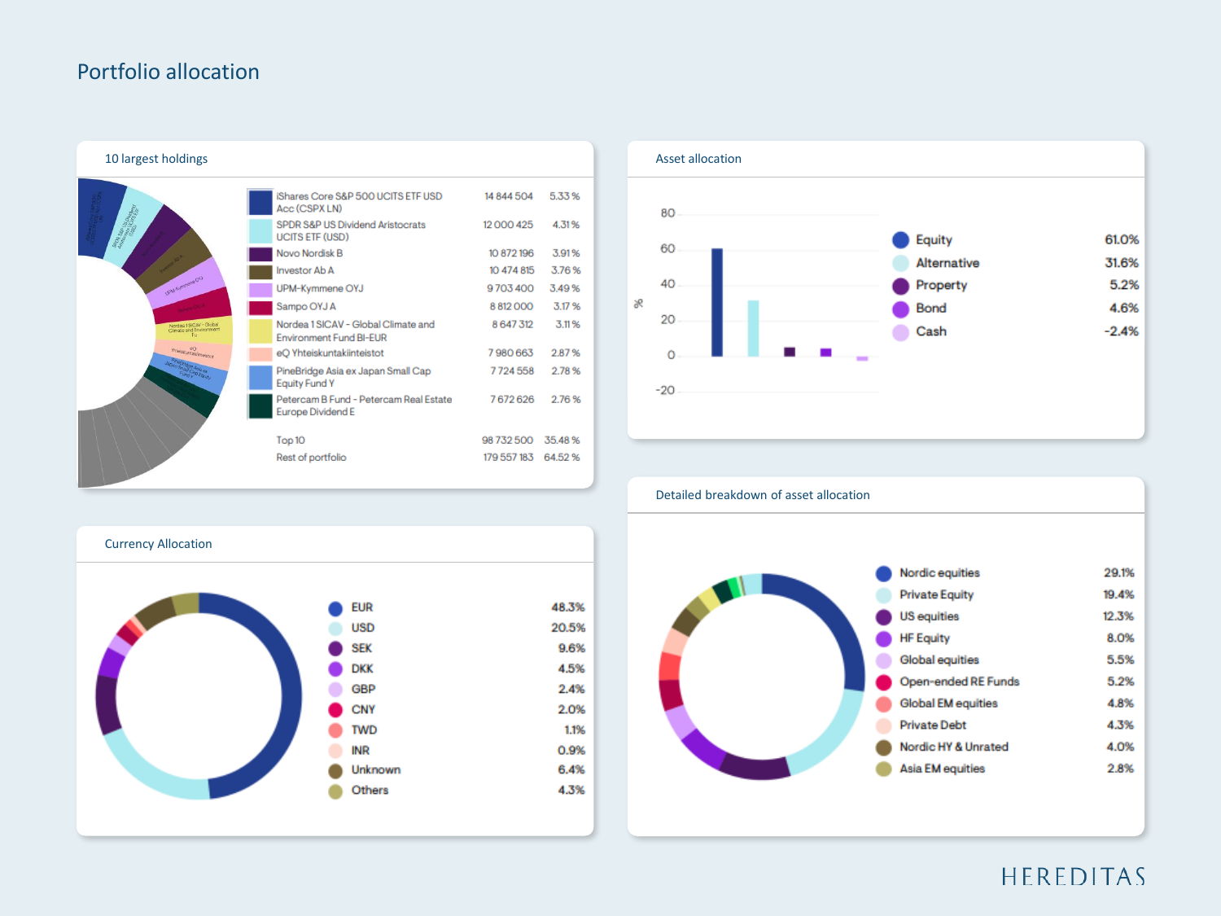# Portfolio allocation

## 10 largest holdings

| Holding | Value | % |
|---|---|---|
| iShares Core S&P 500 UCITS ETF USD Acc (CSPX LN) | 14 844 504 | 5.33 % |
| SPDR S&P US Dividend Aristocrats UCITS ETF (USD) | 12 000 425 | 4.31 % |
| Novo Nordisk B | 10 872 196 | 3.91 % |
| Investor Ab A | 10 474 815 | 3.76 % |
| UPM-Kymmene OYJ | 9 703 400 | 3.49 % |
| Sampo OYJ A | 8 812 000 | 3.17 % |
| Nordea 1 SICAV - Global Climate and Environment Fund BI-EUR | 8 647 312 | 3.11 % |
| eQ Yhteiskuntakiinteistot | 7 980 663 | 2.87 % |
| PineBridge Asia ex Japan Small Cap Equity Fund Y | 7 724 558 | 2.78 % |
| Petercam B Fund - Petercam Real Estate Europe Dividend E | 7 672 626 | 2.76 % |
| Top 10 | 98 732 500 | 35.48 % |
| Rest of portfolio | 179 557 183 | 64.52 % |

## Asset allocation

| Asset class | % |
|---|---|
| Equity | 61.0% |
| Alternative | 31.6% |
| Property | 5.2% |
| Bond | 4.6% |
| Cash | -2.4% |

## Currency Allocation

| Currency | % |
|---|---|
| EUR | 48.3% |
| USD | 20.5% |
| SEK | 9.6% |
| DKK | 4.5% |
| GBP | 2.4% |
| CNY | 2.0% |
| TWD | 1.1% |
| INR | 0.9% |
| Unknown | 6.4% |
| Others | 4.3% |

## Detailed breakdown of asset allocation

| Category | % |
|---|---|
| Nordic equities | 29.1% |
| Private Equity | 19.4% |
| US equities | 12.3% |
| HF Equity | 8.0% |
| Global equities | 5.5% |
| Open-ended RE Funds | 5.2% |
| Global EM equities | 4.8% |
| Private Debt | 4.3% |
| Nordic HY & Unrated | 4.0% |
| Asia EM equities | 2.8% |

HEREDITAS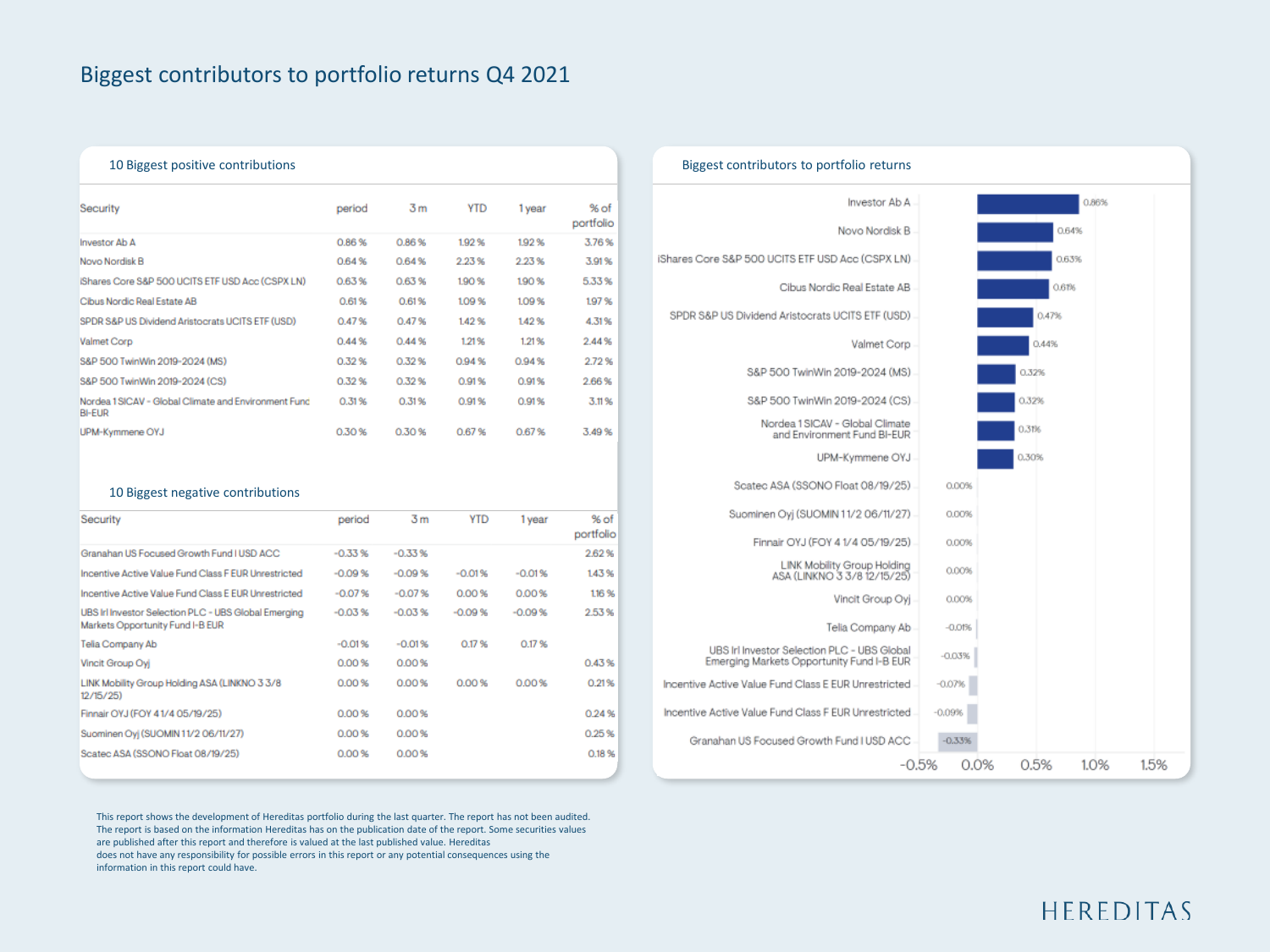# Biggest contributors to portfolio returns Q4 2021

## 10 Biggest positive contributions

| Security | period | 3 m | YTD | 1 year | % of portfolio |
|---|---|---|---|---|---|
| Investor Ab A | 0.86 % | 0.86 % | 1.92 % | 1.92 % | 3.76 % |
| Novo Nordisk B | 0.64 % | 0.64 % | 2.23 % | 2.23 % | 3.91 % |
| iShares Core S&P 500 UCITS ETF USD Acc (CSPX LN) | 0.63 % | 0.63 % | 1.90 % | 1.90 % | 5.33 % |
| Cibus Nordic Real Estate AB | 0.61 % | 0.61 % | 1.09 % | 1.09 % | 1.97 % |
| SPDR S&P US Dividend Aristocrats UCITS ETF (USD) | 0.47 % | 0.47 % | 1.42 % | 1.42 % | 4.31 % |
| Valmet Corp | 0.44 % | 0.44 % | 1.21 % | 1.21 % | 2.44 % |
| S&P 500 TwinWin 2019-2024 (MS) | 0.32 % | 0.32 % | 0.94 % | 0.94 % | 2.72 % |
| S&P 500 TwinWin 2019-2024 (CS) | 0.32 % | 0.32 % | 0.91 % | 0.91 % | 2.66 % |
| Nordea 1 SICAV - Global Climate and Environment Fund BI-EUR | 0.31 % | 0.31 % | 0.91 % | 0.91 % | 3.11 % |
| UPM-Kymmene OYJ | 0.30 % | 0.30 % | 0.67 % | 0.67 % | 3.49 % |

## 10 Biggest negative contributions

| Security | period | 3 m | YTD | 1 year | % of portfolio |
|---|---|---|---|---|---|
| Granahan US Focused Growth Fund I USD ACC | -0.33 % | -0.33 % | | | 2.62 % |
| Incentive Active Value Fund Class F EUR Unrestricted | -0.09 % | -0.09 % | -0.01 % | -0.01 % | 1.43 % |
| Incentive Active Value Fund Class E EUR Unrestricted | -0.07 % | -0.07 % | 0.00 % | 0.00 % | 1.16 % |
| UBS Irl Investor Selection PLC - UBS Global Emerging Markets Opportunity Fund I-B EUR | -0.03 % | -0.03 % | -0.09 % | -0.09 % | 2.53 % |
| Telia Company Ab | -0.01 % | -0.01 % | 0.17 % | 0.17 % | |
| Vincit Group Oyj | 0.00 % | 0.00 % | | | 0.43 % |
| LINK Mobility Group Holding ASA (LINKNO 3 3/8 12/15/25) | 0.00 % | 0.00 % | 0.00 % | 0.00 % | 0.21 % |
| Finnair OYJ (FOY 4 1/4 05/19/25) | 0.00 % | 0.00 % | | | 0.24 % |
| Suominen Oyj (SUOMIN 1 1/2 06/11/27) | 0.00 % | 0.00 % | | | 0.25 % |
| Scatec ASA (SSONO Float 08/19/25) | 0.00 % | 0.00 % | | | 0.18 % |

## Biggest contributors to portfolio returns

Investor Ab A 0.86%
Novo Nordisk B 0.64%
iShares Core S&P 500 UCITS ETF USD Acc (CSPX LN) 0.63%
Cibus Nordic Real Estate AB 0.61%
SPDR S&P US Dividend Aristocrats UCITS ETF (USD) 0.47%
Valmet Corp 0.44%
S&P 500 TwinWin 2019-2024 (MS) 0.32%
S&P 500 TwinWin 2019-2024 (CS) 0.32%
Nordea 1 SICAV - Global Climate and Environment Fund BI-EUR 0.31%
UPM-Kymmene OYJ 0.30%
Scatec ASA (SSONO Float 08/19/25) 0.00%
Suominen Oyj (SUOMIN 1 1/2 06/11/27) 0.00%
Finnair OYJ (FOY 4 1/4 05/19/25) 0.00%
LINK Mobility Group Holding ASA (LINKNO 3 3/8 12/15/25) 0.00%
Vincit Group Oyj 0.00%
Telia Company Ab -0.01%
UBS Irl Investor Selection PLC - UBS Global Emerging Markets Opportunity Fund I-B EUR -0.03%
Incentive Active Value Fund Class E EUR Unrestricted -0.07%
Incentive Active Value Fund Class F EUR Unrestricted -0.09%
Granahan US Focused Growth Fund I USD ACC -0.33%

-0.5% 0.0% 0.5% 1.0% 1.5%

This report shows the development of Hereditas portfolio during the last quarter. The report has not been audited. The report is based on the information Hereditas has on the publication date of the report. Some securities values are published after this report and therefore is valued at the last published value. Hereditas does not have any responsibility for possible errors in this report or any potential consequences using the information in this report could have.

HEREDITAS